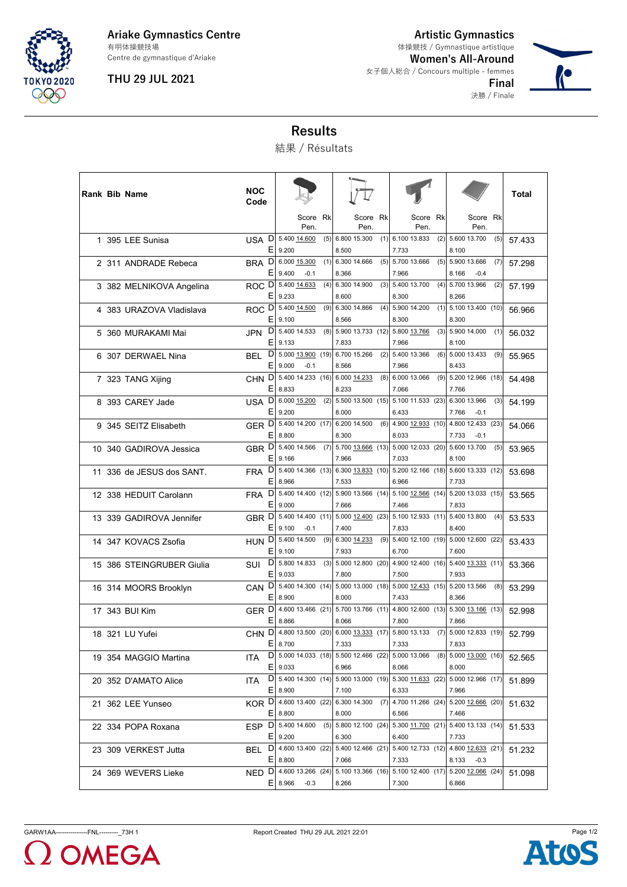**Ariake Gymnastics Centre**
有明体操競技場
Centre de gymnastique d'Ariake

**THU 29 JUL 2021**

**Artistic Gymnastics**
体操競技 / Gymnastique artistique

**Women's All-Around**
女子個人総合 / Concours multiple - femmes

**Final**
決勝 / Finale

# Results

結果 / Résultats

| Rank | Bib | Name | NOC Code | | Vault Score | Vault Pen. | Vault Rk | Uneven Bars Score | Uneven Bars Pen. | Uneven Bars Rk | Balance Beam Score | Balance Beam Pen. | Balance Beam Rk | Floor Score | Floor Pen. | Floor Rk | Total |
|---|---|---|---|---|---|---|---|---|---|---|---|---|---|---|---|---|---|
| 1 | 395 | LEE Sunisa | USA | D | 5.400 | 14.600 | (5) | 6.800 | 15.300 | (1) | 6.100 | 13.833 | (2) | 5.600 | 13.700 | (5) | 57.433 |
| | | | | E | 9.200 | | | 8.500 | | | 7.733 | | | 8.100 | | | |
| 2 | 311 | ANDRADE Rebeca | BRA | D | 6.000 | 15.300 | (1) | 6.300 | 14.666 | (5) | 5.700 | 13.666 | (5) | 5.900 | 13.666 | (7) | 57.298 |
| | | | | E | 9.400 | -0.1 | | 8.366 | | | 7.966 | | | 8.166 | -0.4 | | |
| 3 | 382 | MELNIKOVA Angelina | ROC | D | 5.400 | 14.633 | (4) | 6.300 | 14.900 | (3) | 5.400 | 13.700 | (4) | 5.700 | 13.966 | (2) | 57.199 |
| | | | | E | 9.233 | | | 8.600 | | | 8.300 | | | 8.266 | | | |
| 4 | 383 | URAZOVA Vladislava | ROC | D | 5.400 | 14.500 | (9) | 6.300 | 14.866 | (4) | 5.900 | 14.200 | (1) | 5.100 | 13.400 | (10) | 56.966 |
| | | | | E | 9.100 | | | 8.566 | | | 8.300 | | | 8.300 | | | |
| 5 | 360 | MURAKAMI Mai | JPN | D | 5.400 | 14.533 | (8) | 5.900 | 13.733 | (12) | 5.800 | 13.766 | (3) | 5.900 | 14.000 | (1) | 56.032 |
| | | | | E | 9.133 | | | 7.833 | | | 7.966 | | | 8.100 | | | |
| 6 | 307 | DERWAEL Nina | BEL | D | 5.000 | 13.900 | (19) | 6.700 | 15.266 | (2) | 5.400 | 13.366 | (6) | 5.000 | 13.433 | (9) | 55.965 |
| | | | | E | 9.000 | -0.1 | | 8.566 | | | 7.966 | | | 8.433 | | | |
| 7 | 323 | TANG Xijing | CHN | D | 5.400 | 14.233 | (16) | 6.000 | 14.233 | (8) | 6.000 | 13.066 | (9) | 5.200 | 12.966 | (18) | 54.498 |
| | | | | E | 8.833 | | | 8.233 | | | 7.066 | | | 7.766 | | | |
| 8 | 393 | CAREY Jade | USA | D | 6.000 | 15.200 | (2) | 5.500 | 13.500 | (15) | 5.100 | 11.533 | (23) | 6.300 | 13.966 | (3) | 54.199 |
| | | | | E | 9.200 | | | 8.000 | | | 6.433 | | | 7.766 | -0.1 | | |
| 9 | 345 | SEITZ Elisabeth | GER | D | 5.400 | 14.200 | (17) | 6.200 | 14.500 | (6) | 4.900 | 12.933 | (10) | 4.800 | 12.433 | (23) | 54.066 |
| | | | | E | 8.800 | | | 8.300 | | | 8.033 | | | 7.733 | -0.1 | | |
| 10 | 340 | GADIROVA Jessica | GBR | D | 5.400 | 14.566 | (7) | 5.700 | 13.666 | (13) | 5.000 | 12.033 | (20) | 5.600 | 13.700 | (5) | 53.965 |
| | | | | E | 9.166 | | | 7.966 | | | 7.033 | | | 8.100 | | | |
| 11 | 336 | de JESUS dos SANT. | FRA | D | 5.400 | 14.366 | (13) | 6.300 | 13.833 | (10) | 5.200 | 12.166 | (18) | 5.600 | 13.333 | (12) | 53.698 |
| | | | | E | 8.966 | | | 7.533 | | | 6.966 | | | 7.733 | | | |
| 12 | 338 | HEDUIT Carolann | FRA | D | 5.400 | 14.400 | (12) | 5.900 | 13.566 | (14) | 5.100 | 12.566 | (14) | 5.200 | 13.033 | (15) | 53.565 |
| | | | | E | 9.000 | | | 7.666 | | | 7.466 | | | 7.833 | | | |
| 13 | 339 | GADIROVA Jennifer | GBR | D | 5.400 | 14.400 | (11) | 5.000 | 12.400 | (23) | 5.100 | 12.933 | (11) | 5.400 | 13.800 | (4) | 53.533 |
| | | | | E | 9.100 | -0.1 | | 7.400 | | | 7.833 | | | 8.400 | | | |
| 14 | 347 | KOVACS Zsofia | HUN | D | 5.400 | 14.500 | (9) | 6.300 | 14.233 | (9) | 5.400 | 12.100 | (19) | 5.000 | 12.600 | (22) | 53.433 |
| | | | | E | 9.100 | | | 7.933 | | | 6.700 | | | 7.600 | | | |
| 15 | 386 | STEINGRUBER Giulia | SUI | D | 5.800 | 14.833 | (3) | 5.000 | 12.800 | (20) | 4.900 | 12.400 | (16) | 5.400 | 13.333 | (11) | 53.366 |
| | | | | E | 9.033 | | | 7.800 | | | 7.500 | | | 7.933 | | | |
| 16 | 314 | MOORS Brooklyn | CAN | D | 5.400 | 14.300 | (14) | 5.000 | 13.000 | (18) | 5.000 | 12.433 | (15) | 5.200 | 13.566 | (8) | 53.299 |
| | | | | E | 8.900 | | | 8.000 | | | 7.433 | | | 8.366 | | | |
| 17 | 343 | BUI Kim | GER | D | 4.600 | 13.466 | (21) | 5.700 | 13.766 | (11) | 4.800 | 12.600 | (13) | 5.300 | 13.166 | (13) | 52.998 |
| | | | | E | 8.866 | | | 8.066 | | | 7.800 | | | 7.866 | | | |
| 18 | 321 | LU Yufei | CHN | D | 4.800 | 13.500 | (20) | 6.000 | 13.333 | (17) | 5.800 | 13.133 | (7) | 5.000 | 12.833 | (19) | 52.799 |
| | | | | E | 8.700 | | | 7.333 | | | 7.333 | | | 7.833 | | | |
| 19 | 354 | MAGGIO Martina | ITA | D | 5.000 | 14.033 | (18) | 5.500 | 12.466 | (22) | 5.000 | 13.066 | (8) | 5.000 | 13.000 | (16) | 52.565 |
| | | | | E | 9.033 | | | 6.966 | | | 8.066 | | | 8.000 | | | |
| 20 | 352 | D'AMATO Alice | ITA | D | 5.400 | 14.300 | (14) | 5.900 | 13.000 | (19) | 5.300 | 11.633 | (22) | 5.000 | 12.966 | (17) | 51.899 |
| | | | | E | 8.900 | | | 7.100 | | | 6.333 | | | 7.966 | | | |
| 21 | 362 | LEE Yunseo | KOR | D | 4.600 | 13.400 | (22) | 6.300 | 14.300 | (7) | 4.700 | 11.266 | (24) | 5.200 | 12.666 | (20) | 51.632 |
| | | | | E | 8.800 | | | 8.000 | | | 6.566 | | | 7.466 | | | |
| 22 | 334 | POPA Roxana | ESP | D | 5.400 | 14.600 | (5) | 5.800 | 12.100 | (24) | 5.300 | 11.700 | (21) | 5.400 | 13.133 | (14) | 51.533 |
| | | | | E | 9.200 | | | 6.300 | | | 6.400 | | | 7.733 | | | |
| 23 | 309 | VERKEST Jutta | BEL | D | 4.600 | 13.400 | (22) | 5.400 | 12.466 | (21) | 5.400 | 12.733 | (12) | 4.800 | 12.633 | (21) | 51.232 |
| | | | | E | 8.800 | | | 7.066 | | | 7.333 | | | 8.133 | -0.3 | | |
| 24 | 369 | WEVERS Lieke | NED | D | 4.600 | 13.266 | (24) | 5.100 | 13.366 | (16) | 5.100 | 12.400 | (17) | 5.200 | 12.066 | (24) | 51.098 |
| | | | | E | 8.966 | -0.3 | | 8.266 | | | 7.300 | | | 6.866 | | | |

GARW1AA---------------FNL---------_73H 1 Report Created THU 29 JUL 2021 22:01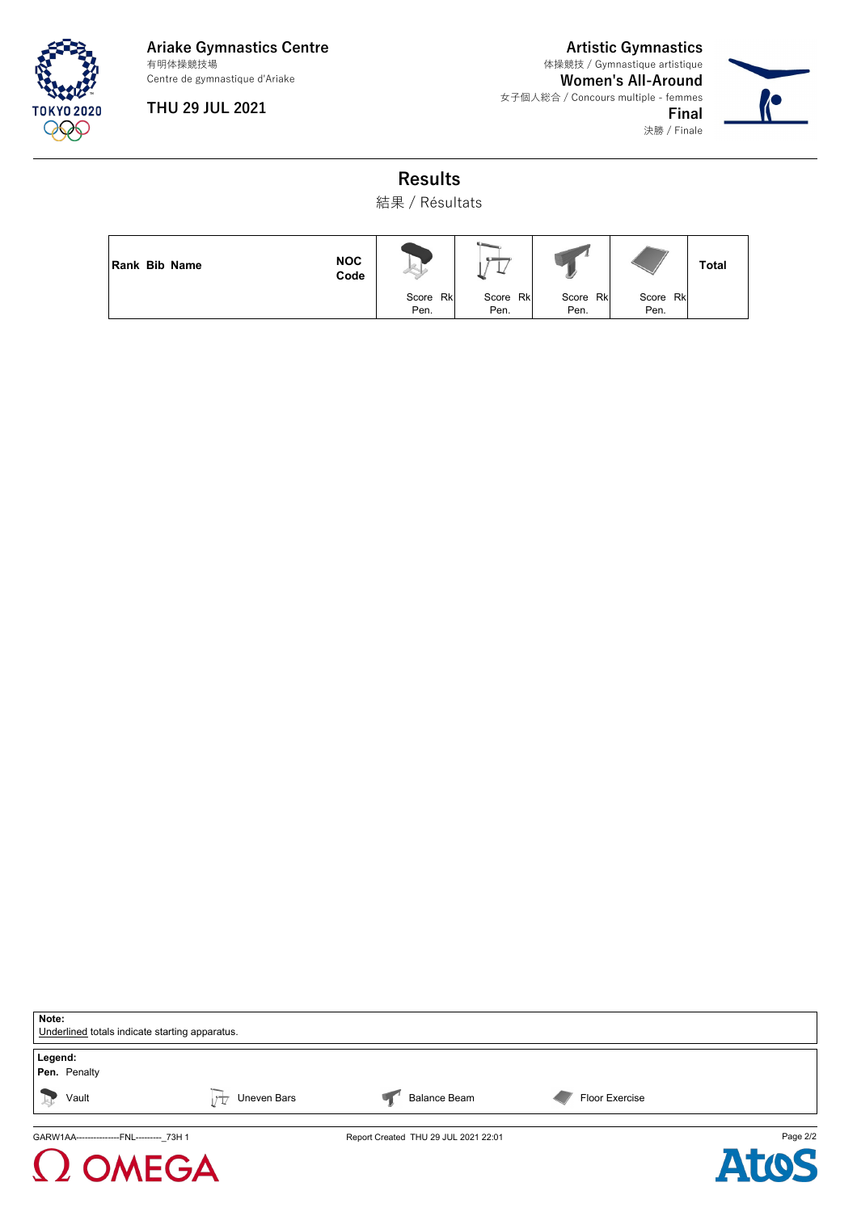Ariake Gymnastics Centre
有明体操競技場
Centre de gymnastique d'Ariake

THU 29 JUL 2021

Artistic Gymnastics
体操競技 / Gymnastique artistique
Women's All-Around
女子個人総合 / Concours multiple - femmes
Final
決勝 / Finale

## Results
結果 / Résultats

| Rank Bib Name | NOC Code | Score Rk Pen. | Score Rk Pen. | Score Rk Pen. | Score Rk Pen. | Total |
|---|---|---|---|---|---|---|

**Note:**
Underlined totals indicate starting apparatus.

**Legend:**
**Pen.** Penalty

Vault    Uneven Bars    Balance Beam    Floor Exercise

GARW1AA---------------FNL---------_73H 1    Report Created THU 29 JUL 2021 22:01